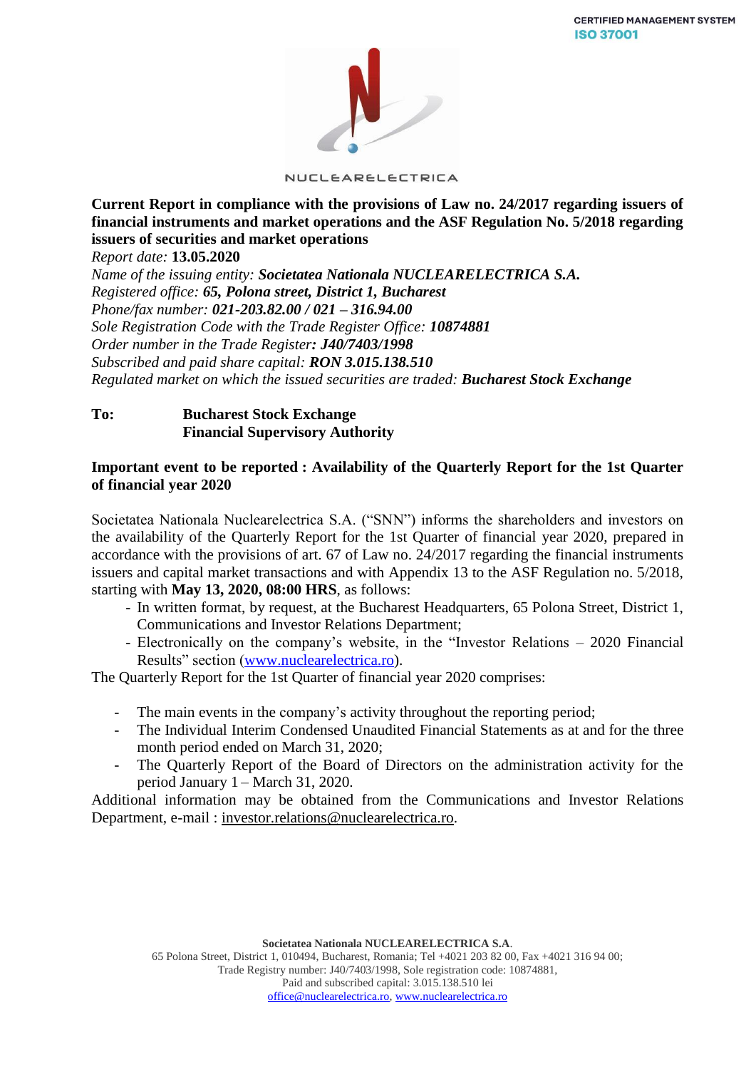CERTIFIED MANAGEMENT SYSTEM
ISO 37001

NUCLEARELECTRICA

**Current Report in compliance with the provisions of Law no. 24/2017 regarding issuers of financial instruments and market operations and the ASF Regulation No. 5/2018 regarding issuers of securities and market operations**

*Report date:* **13.05.2020**
*Name of the issuing entity:* ***Societatea Nationala NUCLEARELECTRICA S.A.***
*Registered office:* ***65, Polona street, District 1, Bucharest***
*Phone/fax number:* ***021-203.82.00 / 021 – 316.94.00***
*Sole Registration Code with the Trade Register Office:* ***10874881***
*Order number in the Trade Register:* ***J40/7403/1998***
*Subscribed and paid share capital:* ***RON 3.015.138.510***
*Regulated market on which the issued securities are traded:* ***Bucharest Stock Exchange***

**To: Bucharest Stock Exchange**
**Financial Supervisory Authority**

**Important event to be reported : Availability of the Quarterly Report for the 1st Quarter of financial year 2020**

Societatea Nationala Nuclearelectrica S.A. ("SNN") informs the shareholders and investors on the availability of the Quarterly Report for the 1st Quarter of financial year 2020, prepared in accordance with the provisions of art. 67 of Law no. 24/2017 regarding the financial instruments issuers and capital market transactions and with Appendix 13 to the ASF Regulation no. 5/2018, starting with **May 13, 2020, 08:00 HRS**, as follows:

- In written format, by request, at the Bucharest Headquarters, 65 Polona Street, District 1, Communications and Investor Relations Department;
- Electronically on the company's website, in the "Investor Relations – 2020 Financial Results" section (www.nuclearelectrica.ro).

The Quarterly Report for the 1st Quarter of financial year 2020 comprises:

- The main events in the company's activity throughout the reporting period;
- The Individual Interim Condensed Unaudited Financial Statements as at and for the three month period ended on March 31, 2020;
- The Quarterly Report of the Board of Directors on the administration activity for the period January 1 – March 31, 2020.

Additional information may be obtained from the Communications and Investor Relations Department, e-mail : investor.relations@nuclearelectrica.ro.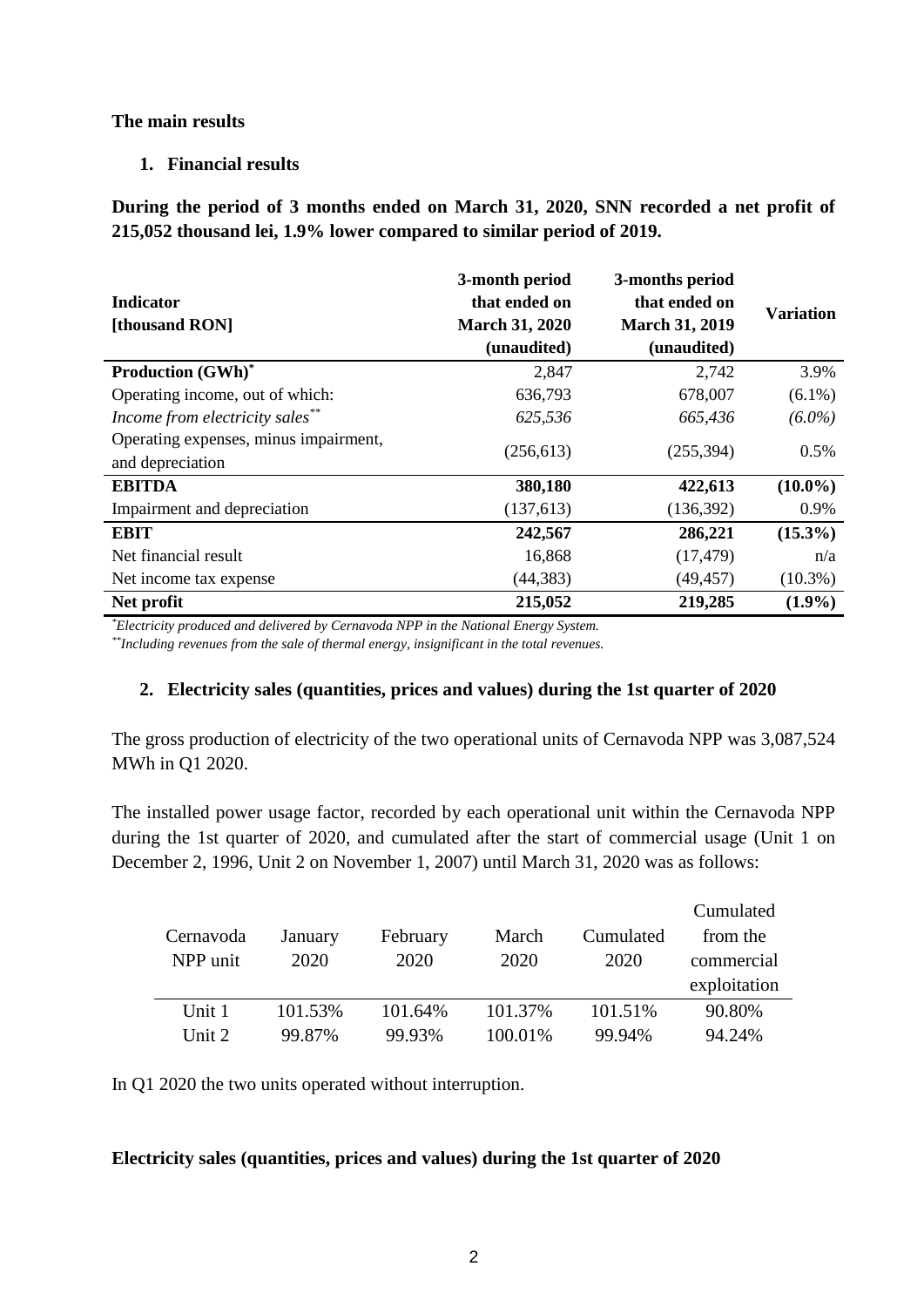**The main results**

1. **Financial results**

**During the period of 3 months ended on March 31, 2020, SNN recorded a net profit of 215,052 thousand lei, 1.9% lower compared to similar period of 2019.**

| Indicator [thousand RON] | 3-month period that ended on March 31, 2020 (unaudited) | 3-months period that ended on March 31, 2019 (unaudited) | Variation |
|---|---|---|---|
| **Production (GWh)*** | 2,847 | 2,742 | 3.9% |
| Operating income, out of which: | 636,793 | 678,007 | (6.1%) |
| *Income from electricity sales*** | *625,536* | *665,436* | *(6.0%)* |
| Operating expenses, minus impairment, and depreciation | (256,613) | (255,394) | 0.5% |
| **EBITDA** | **380,180** | **422,613** | **(10.0%)** |
| Impairment and depreciation | (137,613) | (136,392) | 0.9% |
| **EBIT** | **242,567** | **286,221** | **(15.3%)** |
| Net financial result | 16,868 | (17,479) | n/a |
| Net income tax expense | (44,383) | (49,457) | (10.3%) |
| **Net profit** | **215,052** | **219,285** | **(1.9%)** |

*\*Electricity produced and delivered by Cernavoda NPP in the National Energy System.*
*\*\*Including revenues from the sale of thermal energy, insignificant in the total revenues.*

2. **Electricity sales (quantities, prices and values) during the 1st quarter of 2020**

The gross production of electricity of the two operational units of Cernavoda NPP was 3,087,524 MWh in Q1 2020.

The installed power usage factor, recorded by each operational unit within the Cernavoda NPP during the 1st quarter of 2020, and cumulated after the start of commercial usage (Unit 1 on December 2, 1996, Unit 2 on November 1, 2007) until March 31, 2020 was as follows:

| Cernavoda NPP unit | January 2020 | February 2020 | March 2020 | Cumulated 2020 | Cumulated from the commercial exploitation |
|---|---|---|---|---|---|
| Unit 1 | 101.53% | 101.64% | 101.37% | 101.51% | 90.80% |
| Unit 2 | 99.87% | 99.93% | 100.01% | 99.94% | 94.24% |

In Q1 2020 the two units operated without interruption.

**Electricity sales (quantities, prices and values) during the 1st quarter of 2020**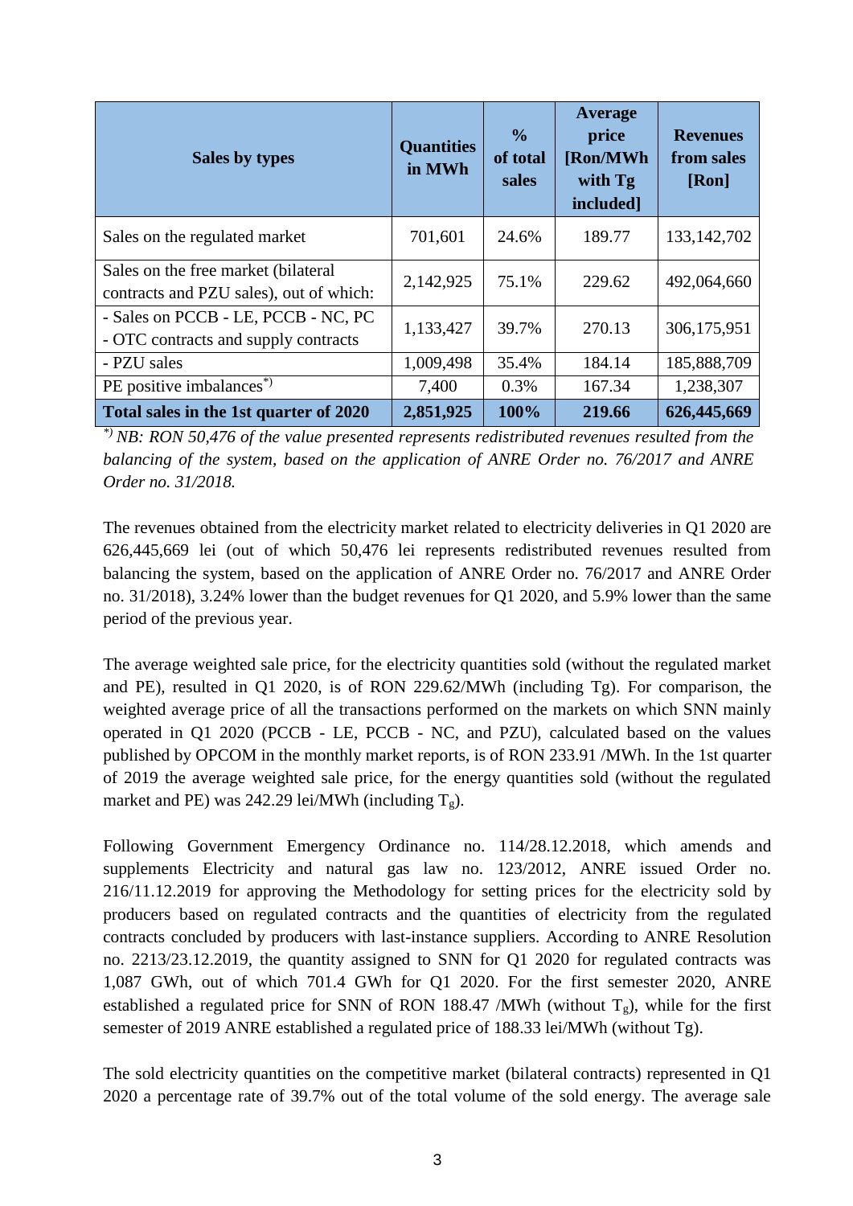| Sales by types | Quantities in MWh | % of total sales | Average price [Ron/MWh with Tg included] | Revenues from sales [Ron] |
|---|---|---|---|---|
| Sales on the regulated market | 701,601 | 24.6% | 189.77 | 133,142,702 |
| Sales on the free market (bilateral contracts and PZU sales), out of which: | 2,142,925 | 75.1% | 229.62 | 492,064,660 |
| - Sales on PCCB - LE, PCCB - NC, PC - OTC contracts and supply contracts | 1,133,427 | 39.7% | 270.13 | 306,175,951 |
| - PZU sales | 1,009,498 | 35.4% | 184.14 | 185,888,709 |
| PE positive imbalances*) | 7,400 | 0.3% | 167.34 | 1,238,307 |
| **Total sales in the 1st quarter of 2020** | **2,851,925** | **100%** | **219.66** | **626,445,669** |

*\*) NB: RON 50,476 of the value presented represents redistributed revenues resulted from the balancing of the system, based on the application of ANRE Order no. 76/2017 and ANRE Order no. 31/2018.*

The revenues obtained from the electricity market related to electricity deliveries in Q1 2020 are 626,445,669 lei (out of which 50,476 lei represents redistributed revenues resulted from balancing the system, based on the application of ANRE Order no. 76/2017 and ANRE Order no. 31/2018), 3.24% lower than the budget revenues for Q1 2020, and 5.9% lower than the same period of the previous year.

The average weighted sale price, for the electricity quantities sold (without the regulated market and PE), resulted in Q1 2020, is of RON 229.62/MWh (including Tg). For comparison, the weighted average price of all the transactions performed on the markets on which SNN mainly operated in Q1 2020 (PCCB - LE, PCCB - NC, and PZU), calculated based on the values published by OPCOM in the monthly market reports, is of RON 233.91 /MWh. In the 1st quarter of 2019 the average weighted sale price, for the energy quantities sold (without the regulated market and PE) was 242.29 lei/MWh (including $T_g$).

Following Government Emergency Ordinance no. 114/28.12.2018, which amends and supplements Electricity and natural gas law no. 123/2012, ANRE issued Order no. 216/11.12.2019 for approving the Methodology for setting prices for the electricity sold by producers based on regulated contracts and the quantities of electricity from the regulated contracts concluded by producers with last-instance suppliers. According to ANRE Resolution no. 2213/23.12.2019, the quantity assigned to SNN for Q1 2020 for regulated contracts was 1,087 GWh, out of which 701.4 GWh for Q1 2020. For the first semester 2020, ANRE established a regulated price for SNN of RON 188.47 /MWh (without $T_g$), while for the first semester of 2019 ANRE established a regulated price of 188.33 lei/MWh (without Tg).

The sold electricity quantities on the competitive market (bilateral contracts) represented in Q1 2020 a percentage rate of 39.7% out of the total volume of the sold energy. The average sale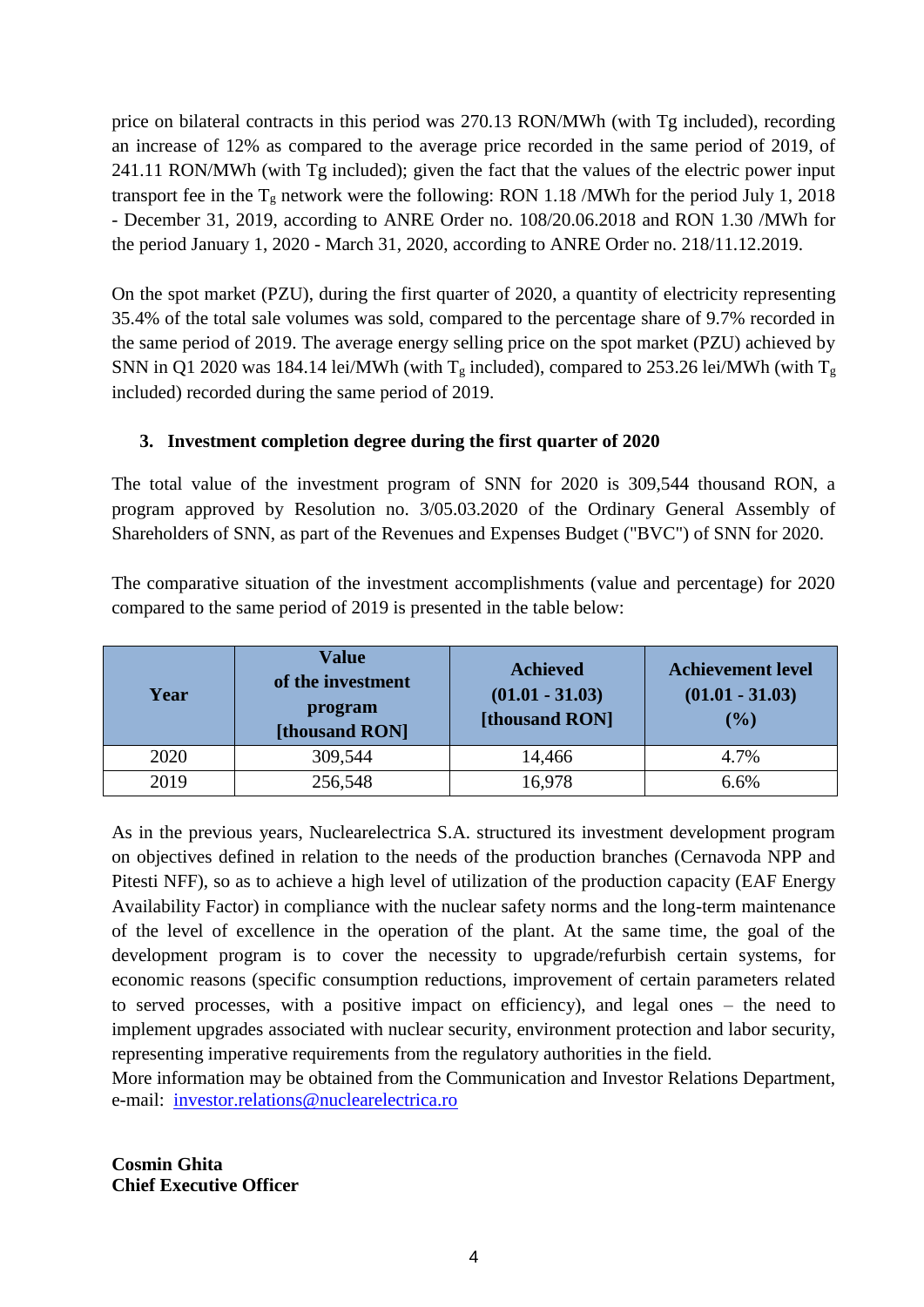price on bilateral contracts in this period was 270.13 RON/MWh (with Tg included), recording an increase of 12% as compared to the average price recorded in the same period of 2019, of 241.11 RON/MWh (with Tg included); given the fact that the values of the electric power input transport fee in the $T_g$ network were the following: RON 1.18 /MWh for the period July 1, 2018 - December 31, 2019, according to ANRE Order no. 108/20.06.2018 and RON 1.30 /MWh for the period January 1, 2020 - March 31, 2020, according to ANRE Order no. 218/11.12.2019.

On the spot market (PZU), during the first quarter of 2020, a quantity of electricity representing 35.4% of the total sale volumes was sold, compared to the percentage share of 9.7% recorded in the same period of 2019. The average energy selling price on the spot market (PZU) achieved by SNN in Q1 2020 was 184.14 lei/MWh (with $T_g$ included), compared to 253.26 lei/MWh (with $T_g$ included) recorded during the same period of 2019.

**3. Investment completion degree during the first quarter of 2020**

The total value of the investment program of SNN for 2020 is 309,544 thousand RON, a program approved by Resolution no. 3/05.03.2020 of the Ordinary General Assembly of Shareholders of SNN, as part of the Revenues and Expenses Budget ("BVC") of SNN for 2020.

The comparative situation of the investment accomplishments (value and percentage) for 2020 compared to the same period of 2019 is presented in the table below:

| Year | Value of the investment program [thousand RON] | Achieved (01.01 - 31.03) [thousand RON] | Achievement level (01.01 - 31.03) (%) |
|---|---|---|---|
| 2020 | 309,544 | 14,466 | 4.7% |
| 2019 | 256,548 | 16,978 | 6.6% |

As in the previous years, Nuclearelectrica S.A. structured its investment development program on objectives defined in relation to the needs of the production branches (Cernavoda NPP and Pitesti NFF), so as to achieve a high level of utilization of the production capacity (EAF Energy Availability Factor) in compliance with the nuclear safety norms and the long-term maintenance of the level of excellence in the operation of the plant. At the same time, the goal of the development program is to cover the necessity to upgrade/refurbish certain systems, for economic reasons (specific consumption reductions, improvement of certain parameters related to served processes, with a positive impact on efficiency), and legal ones – the need to implement upgrades associated with nuclear security, environment protection and labor security, representing imperative requirements from the regulatory authorities in the field.
More information may be obtained from the Communication and Investor Relations Department, e-mail: investor.relations@nuclearelectrica.ro

**Cosmin Ghita**
**Chief Executive Officer**